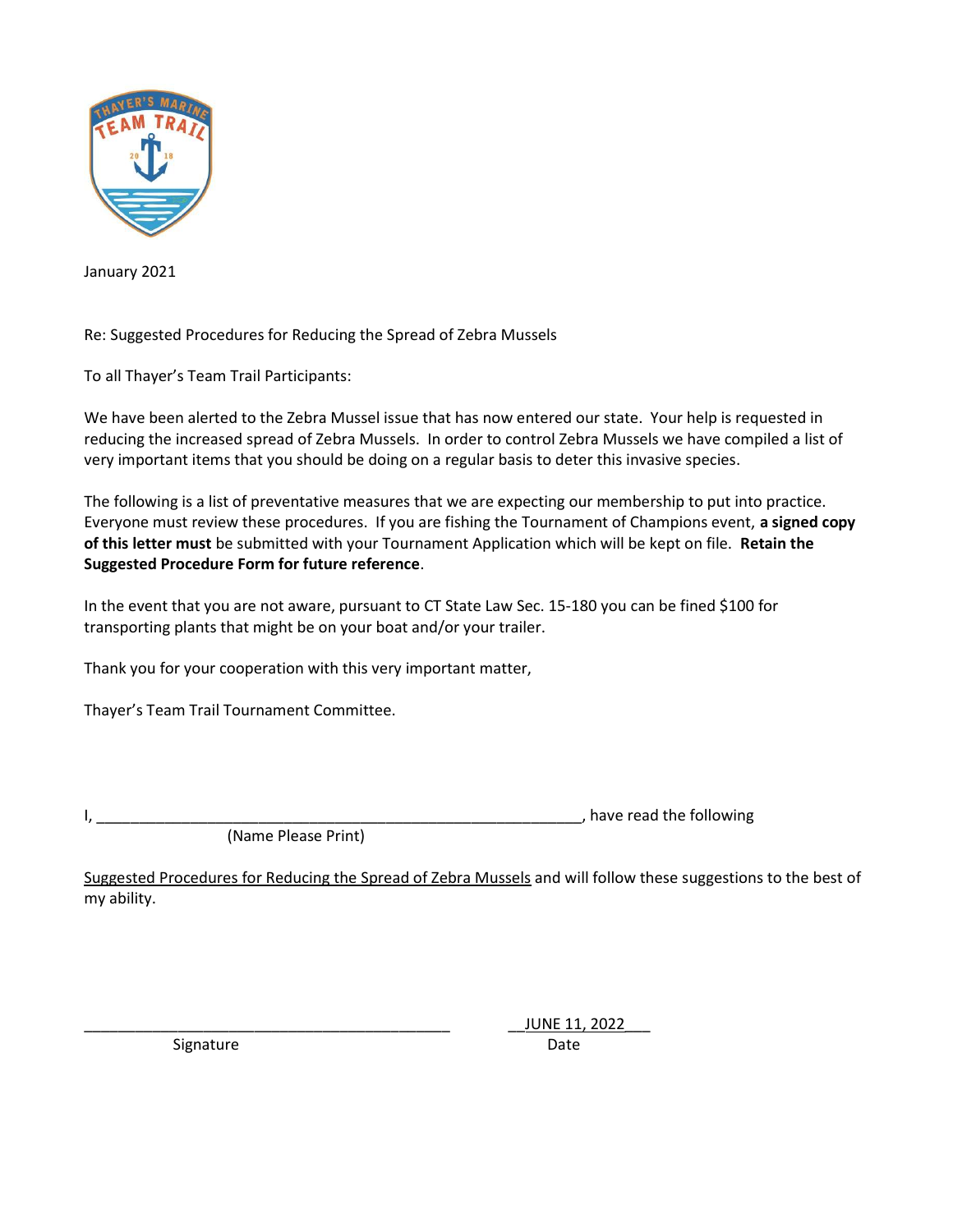January 2021

Re: Suggested Procedures for Reducing the Spread of Zebra Mussels

To all Thayer's Team Trail Participants:

We have been alerted to the Zebra Mussel issue that has now entered our state. Your help is requested in reducing the increased spread of Zebra Mussels. In order to control Zebra Mussels we have compiled a list of very important items that you should be doing on a regular basis to deter this invasive species.

The following is a list of preventative measures that we are expecting our membership to put into practice. Everyone must review these procedures. If you are fishing the Tournament of Champions event, **a signed copy of this letter must** be submitted with your Tournament Application which will be kept on file. **Retain the Suggested Procedure Form for future reference**.

In the event that you are not aware, pursuant to CT State Law Sec. 15-180 you can be fined $100 for transporting plants that might be on your boat and/or your trailer.

Thank you for your cooperation with this very important matter,

Thayer's Team Trail Tournament Committee.

I, ____________________________________________________________, have read the following
(Name Please Print)

Suggested Procedures for Reducing the Spread of Zebra Mussels and will follow these suggestions to the best of my ability.

_____________________________________________ Signature

__JUNE 11, 2022___ Date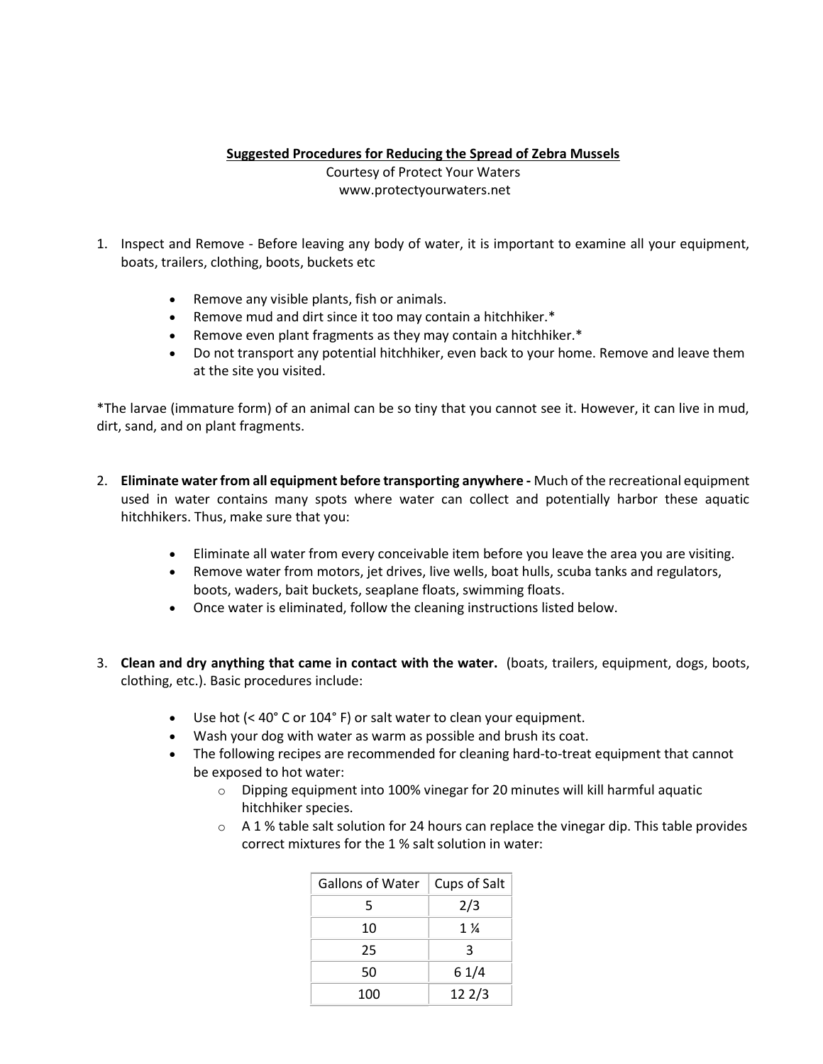**Suggested Procedures for Reducing the Spread of Zebra Mussels**

Courtesy of Protect Your Waters
www.protectyourwaters.net

1. Inspect and Remove - Before leaving any body of water, it is important to examine all your equipment, boats, trailers, clothing, boots, buckets etc

   - Remove any visible plants, fish or animals.
   - Remove mud and dirt since it too may contain a hitchhiker.*
   - Remove even plant fragments as they may contain a hitchhiker.*
   - Do not transport any potential hitchhiker, even back to your home. Remove and leave them at the site you visited.

*The larvae (immature form) of an animal can be so tiny that you cannot see it. However, it can live in mud, dirt, sand, and on plant fragments.

2. **Eliminate water from all equipment before transporting anywhere -** Much of the recreational equipment used in water contains many spots where water can collect and potentially harbor these aquatic hitchhikers. Thus, make sure that you:

   - Eliminate all water from every conceivable item before you leave the area you are visiting.
   - Remove water from motors, jet drives, live wells, boat hulls, scuba tanks and regulators, boots, waders, bait buckets, seaplane floats, swimming floats.
   - Once water is eliminated, follow the cleaning instructions listed below.

3. **Clean and dry anything that came in contact with the water.** (boats, trailers, equipment, dogs, boots, clothing, etc.). Basic procedures include:

   - Use hot (< 40° C or 104° F) or salt water to clean your equipment.
   - Wash your dog with water as warm as possible and brush its coat.
   - The following recipes are recommended for cleaning hard-to-treat equipment that cannot be exposed to hot water:
     - Dipping equipment into 100% vinegar for 20 minutes will kill harmful aquatic hitchhiker species.
     - A 1 % table salt solution for 24 hours can replace the vinegar dip. This table provides correct mixtures for the 1 % salt solution in water:

| Gallons of Water | Cups of Salt |
|---|---|
| 5 | 2/3 |
| 10 | 1 ¼ |
| 25 | 3 |
| 50 | 6 1/4 |
| 100 | 12 2/3 |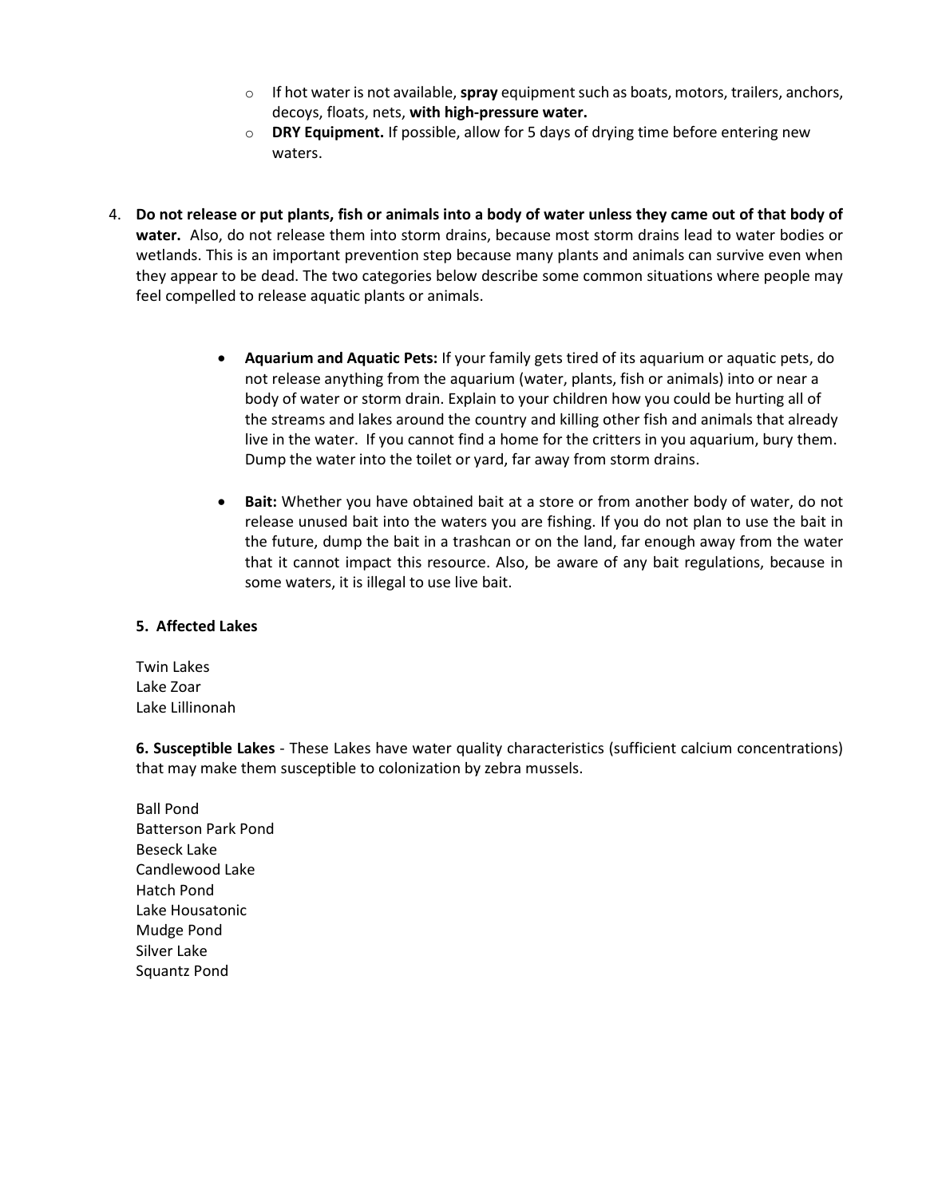- If hot water is not available, **spray** equipment such as boats, motors, trailers, anchors, decoys, floats, nets, **with high-pressure water.**
- **DRY Equipment.** If possible, allow for 5 days of drying time before entering new waters.

4. **Do not release or put plants, fish or animals into a body of water unless they came out of that body of water.** Also, do not release them into storm drains, because most storm drains lead to water bodies or wetlands. This is an important prevention step because many plants and animals can survive even when they appear to be dead. The two categories below describe some common situations where people may feel compelled to release aquatic plants or animals.

   - **Aquarium and Aquatic Pets:** If your family gets tired of its aquarium or aquatic pets, do not release anything from the aquarium (water, plants, fish or animals) into or near a body of water or storm drain. Explain to your children how you could be hurting all of the streams and lakes around the country and killing other fish and animals that already live in the water. If you cannot find a home for the critters in you aquarium, bury them. Dump the water into the toilet or yard, far away from storm drains.

   - **Bait:** Whether you have obtained bait at a store or from another body of water, do not release unused bait into the waters you are fishing. If you do not plan to use the bait in the future, dump the bait in a trashcan or on the land, far enough away from the water that it cannot impact this resource. Also, be aware of any bait regulations, because in some waters, it is illegal to use live bait.

**5. Affected Lakes**

Twin Lakes
Lake Zoar
Lake Lillinonah

**6. Susceptible Lakes** - These Lakes have water quality characteristics (sufficient calcium concentrations) that may make them susceptible to colonization by zebra mussels.

Ball Pond
Batterson Park Pond
Beseck Lake
Candlewood Lake
Hatch Pond
Lake Housatonic
Mudge Pond
Silver Lake
Squantz Pond